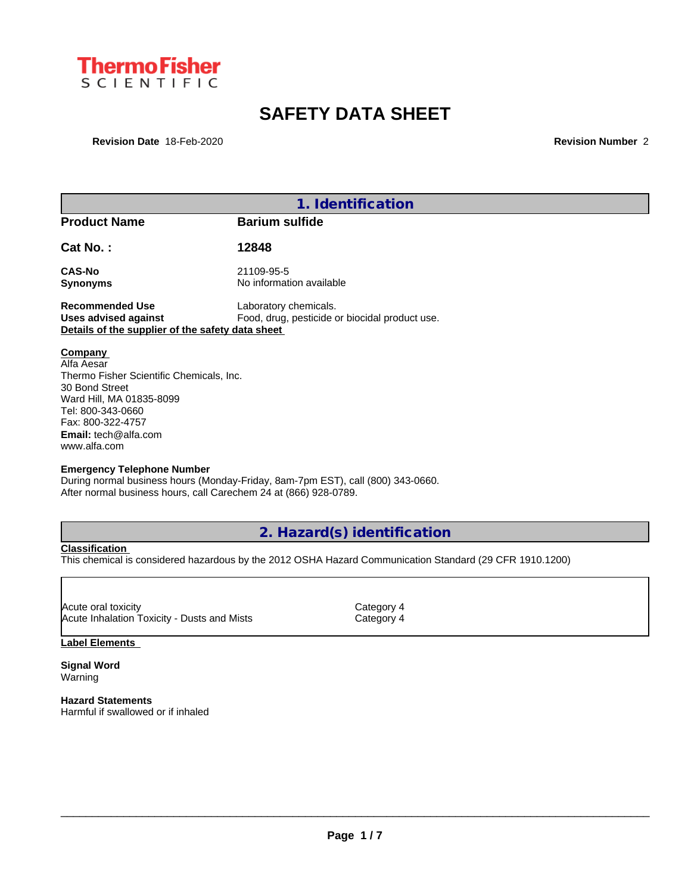ThermoFisher SCIENTIFIC

# SAFETY DATA SHEET

**Revision Date** 18-Feb-2020 **Revision Number** 2

## 1. Identification

| | |
|---|---|
| **Product Name** | **Barium sulfide** |
| **Cat No. :** | **12848** |
| **CAS-No** | 21109-95-5 |
| **Synonyms** | No information available |
| **Recommended Use** | Laboratory chemicals. |
| **Uses advised against** | Food, drug, pesticide or biocidal product use. |

**Details of the supplier of the safety data sheet**

**Company**
Alfa Aesar
Thermo Fisher Scientific Chemicals, Inc.
30 Bond Street
Ward Hill, MA 01835-8099
Tel: 800-343-0660
Fax: 800-322-4757
**Email:** tech@alfa.com
www.alfa.com

**Emergency Telephone Number**
During normal business hours (Monday-Friday, 8am-7pm EST), call (800) 343-0660.
After normal business hours, call Carechem 24 at (866) 928-0789.

## 2. Hazard(s) identification

**Classification**
This chemical is considered hazardous by the 2012 OSHA Hazard Communication Standard (29 CFR 1910.1200)

| | |
|---|---|
| Acute oral toxicity | Category 4 |
| Acute Inhalation Toxicity - Dusts and Mists | Category 4 |

**Label Elements**

**Signal Word**
Warning

**Hazard Statements**
Harmful if swallowed or if inhaled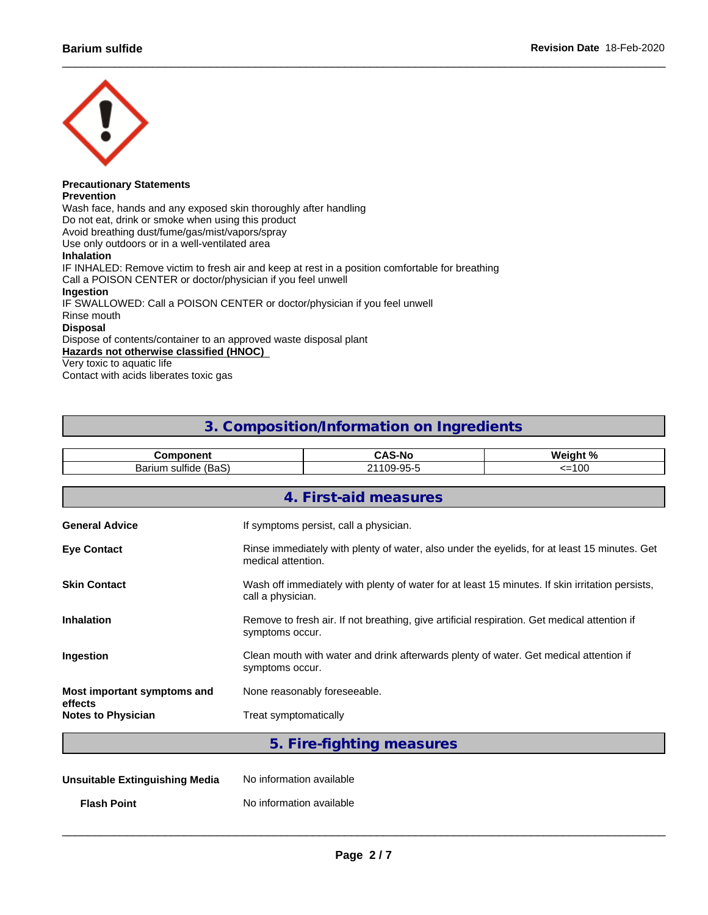**Precautionary Statements**
**Prevention**
Wash face, hands and any exposed skin thoroughly after handling
Do not eat, drink or smoke when using this product
Avoid breathing dust/fume/gas/mist/vapors/spray
Use only outdoors or in a well-ventilated area
**Inhalation**
IF INHALED: Remove victim to fresh air and keep at rest in a position comfortable for breathing
Call a POISON CENTER or doctor/physician if you feel unwell
**Ingestion**
IF SWALLOWED: Call a POISON CENTER or doctor/physician if you feel unwell
Rinse mouth
**Disposal**
Dispose of contents/container to an approved waste disposal plant
**Hazards not otherwise classified (HNOC)**
Very toxic to aquatic life
Contact with acids liberates toxic gas

## 3. Composition/Information on Ingredients

| Component | CAS-No | Weight % |
|---|---|---|
| Barium sulfide (BaS) | 21109-95-5 | <=100 |

## 4. First-aid measures

**General Advice** If symptoms persist, call a physician.

**Eye Contact** Rinse immediately with plenty of water, also under the eyelids, for at least 15 minutes. Get medical attention.

**Skin Contact** Wash off immediately with plenty of water for at least 15 minutes. If skin irritation persists, call a physician.

**Inhalation** Remove to fresh air. If not breathing, give artificial respiration. Get medical attention if symptoms occur.

**Ingestion** Clean mouth with water and drink afterwards plenty of water. Get medical attention if symptoms occur.

**Most important symptoms and effects** None reasonably foreseeable.

**Notes to Physician** Treat symptomatically

## 5. Fire-fighting measures

**Unsuitable Extinguishing Media** No information available

**Flash Point** No information available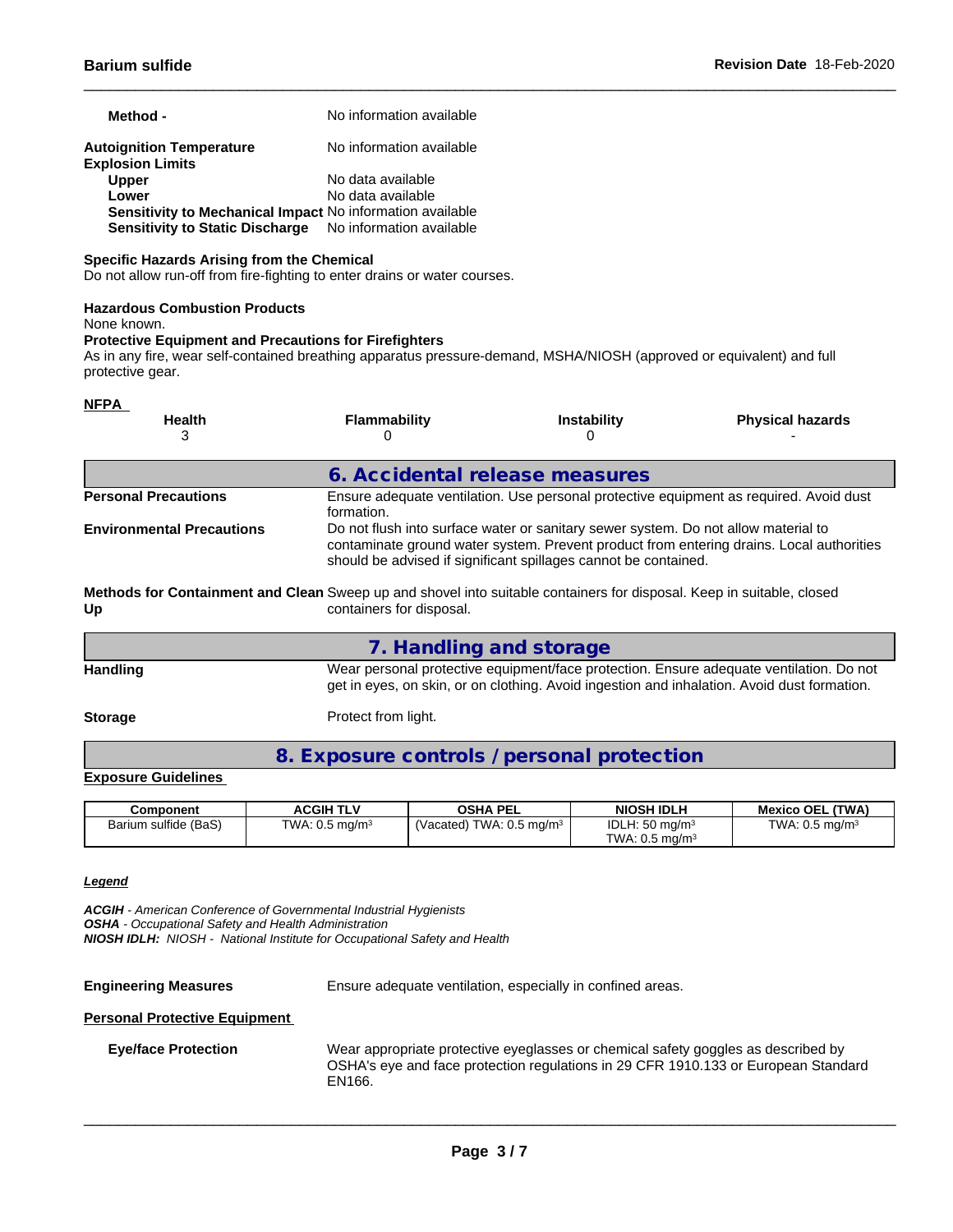| | |
|---|---|
| **Method -** | No information available |
| **Autoignition Temperature** | No information available |
| **Explosion Limits** | |
| **Upper** | No data available |
| **Lower** | No data available |
| **Sensitivity to Mechanical Impact** | No information available |
| **Sensitivity to Static Discharge** | No information available |

**Specific Hazards Arising from the Chemical**
Do not allow run-off from fire-fighting to enter drains or water courses.

**Hazardous Combustion Products**
None known.

**Protective Equipment and Precautions for Firefighters**
As in any fire, wear self-contained breathing apparatus pressure-demand, MSHA/NIOSH (approved or equivalent) and full protective gear.

**NFPA**

| Health | Flammability | Instability | Physical hazards |
|---|---|---|---|
| 3 | 0 | 0 | - |

## 6. Accidental release measures

| | |
|---|---|
| **Personal Precautions** | Ensure adequate ventilation. Use personal protective equipment as required. Avoid dust formation. |
| **Environmental Precautions** | Do not flush into surface water or sanitary sewer system. Do not allow material to contaminate ground water system. Prevent product from entering drains. Local authorities should be advised if significant spillages cannot be contained. |
| **Methods for Containment and Clean Up** | Sweep up and shovel into suitable containers for disposal. Keep in suitable, closed containers for disposal. |

## 7. Handling and storage

| | |
|---|---|
| **Handling** | Wear personal protective equipment/face protection. Ensure adequate ventilation. Do not get in eyes, on skin, or on clothing. Avoid ingestion and inhalation. Avoid dust formation. |
| **Storage** | Protect from light. |

## 8. Exposure controls / personal protection

**Exposure Guidelines**

| Component | ACGIH TLV | OSHA PEL | NIOSH IDLH | Mexico OEL (TWA) |
|---|---|---|---|---|
| Barium sulfide (BaS) | TWA: 0.5 mg/m³ | (Vacated) TWA: 0.5 mg/m³ | IDLH: 50 mg/m³<br>TWA: 0.5 mg/m³ | TWA: 0.5 mg/m³ |

***Legend***

***ACGIH*** *- American Conference of Governmental Industrial Hygienists*
***OSHA*** *- Occupational Safety and Health Administration*
***NIOSH IDLH:*** *NIOSH - National Institute for Occupational Safety and Health*

| | |
|---|---|
| **Engineering Measures** | Ensure adequate ventilation, especially in confined areas. |

**Personal Protective Equipment**

| | |
|---|---|
| **Eye/face Protection** | Wear appropriate protective eyeglasses or chemical safety goggles as described by OSHA's eye and face protection regulations in 29 CFR 1910.133 or European Standard EN166. |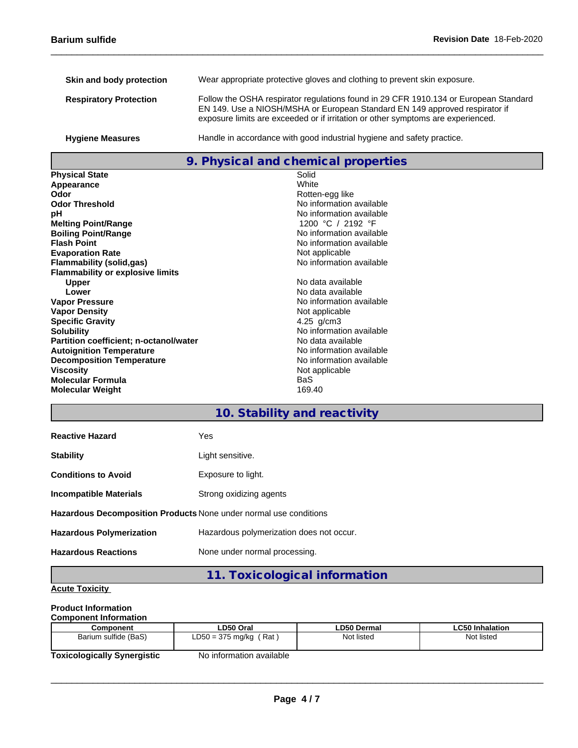**Skin and body protection** Wear appropriate protective gloves and clothing to prevent skin exposure.

**Respiratory Protection** Follow the OSHA respirator regulations found in 29 CFR 1910.134 or European Standard EN 149. Use a NIOSH/MSHA or European Standard EN 149 approved respirator if exposure limits are exceeded or if irritation or other symptoms are experienced.

**Hygiene Measures** Handle in accordance with good industrial hygiene and safety practice.

## 9. Physical and chemical properties

| | |
|---|---|
| **Physical State** | Solid |
| **Appearance** | White |
| **Odor** | Rotten-egg like |
| **Odor Threshold** | No information available |
| **pH** | No information available |
| **Melting Point/Range** | 1200 °C / 2192 °F |
| **Boiling Point/Range** | No information available |
| **Flash Point** | No information available |
| **Evaporation Rate** | Not applicable |
| **Flammability (solid,gas)** | No information available |
| **Flammability or explosive limits** | |
| **Upper** | No data available |
| **Lower** | No data available |
| **Vapor Pressure** | No information available |
| **Vapor Density** | Not applicable |
| **Specific Gravity** | 4.25 g/cm3 |
| **Solubility** | No information available |
| **Partition coefficient; n-octanol/water** | No data available |
| **Autoignition Temperature** | No information available |
| **Decomposition Temperature** | No information available |
| **Viscosity** | Not applicable |
| **Molecular Formula** | BaS |
| **Molecular Weight** | 169.40 |

## 10. Stability and reactivity

**Reactive Hazard** Yes

**Stability** Light sensitive.

**Conditions to Avoid** Exposure to light.

**Incompatible Materials** Strong oxidizing agents

**Hazardous Decomposition Products** None under normal use conditions

**Hazardous Polymerization** Hazardous polymerization does not occur.

**Hazardous Reactions** None under normal processing.

## 11. Toxicological information

**Acute Toxicity**

**Product Information**

**Component Information**

| Component | LD50 Oral | LD50 Dermal | LC50 Inhalation |
|---|---|---|---|
| Barium sulfide (BaS) | LD50 = 375 mg/kg ( Rat ) | Not listed | Not listed |

**Toxicologically Synergistic** No information available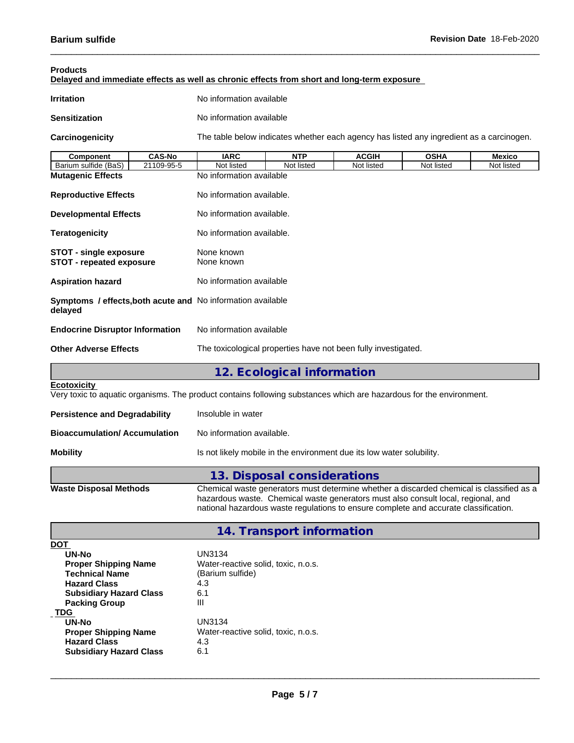**Products**
**Delayed and immediate effects as well as chronic effects from short and long-term exposure**

**Irritation** No information available

**Sensitization** No information available

**Carcinogenicity** The table below indicates whether each agency has listed any ingredient as a carcinogen.

| Component | CAS-No | IARC | NTP | ACGIH | OSHA | Mexico |
|---|---|---|---|---|---|---|
| Barium sulfide (BaS) | 21109-95-5 | Not listed | Not listed | Not listed | Not listed | Not listed |

**Mutagenic Effects** No information available

**Reproductive Effects** No information available.

**Developmental Effects** No information available.

**Teratogenicity** No information available.

**STOT - single exposure** None known
**STOT - repeated exposure** None known

**Aspiration hazard** No information available

**Symptoms / effects,both acute and delayed** No information available

**Endocrine Disruptor Information** No information available

**Other Adverse Effects** The toxicological properties have not been fully investigated.

## 12. Ecological information

**Ecotoxicity**
Very toxic to aquatic organisms. The product contains following substances which are hazardous for the environment.

**Persistence and Degradability** Insoluble in water

**Bioaccumulation/ Accumulation** No information available.

**Mobility** Is not likely mobile in the environment due its low water solubility.

## 13. Disposal considerations

**Waste Disposal Methods** Chemical waste generators must determine whether a discarded chemical is classified as a hazardous waste. Chemical waste generators must also consult local, regional, and national hazardous waste regulations to ensure complete and accurate classification.

## 14. Transport information

**DOT**

- **UN-No** UN3134
- **Proper Shipping Name** Water-reactive solid, toxic, n.o.s.
- **Technical Name** (Barium sulfide)
- **Hazard Class** 4.3
- **Subsidiary Hazard Class** 6.1
- **Packing Group** III

**TDG**

- **UN-No** UN3134
- **Proper Shipping Name** Water-reactive solid, toxic, n.o.s.
- **Hazard Class** 4.3
- **Subsidiary Hazard Class** 6.1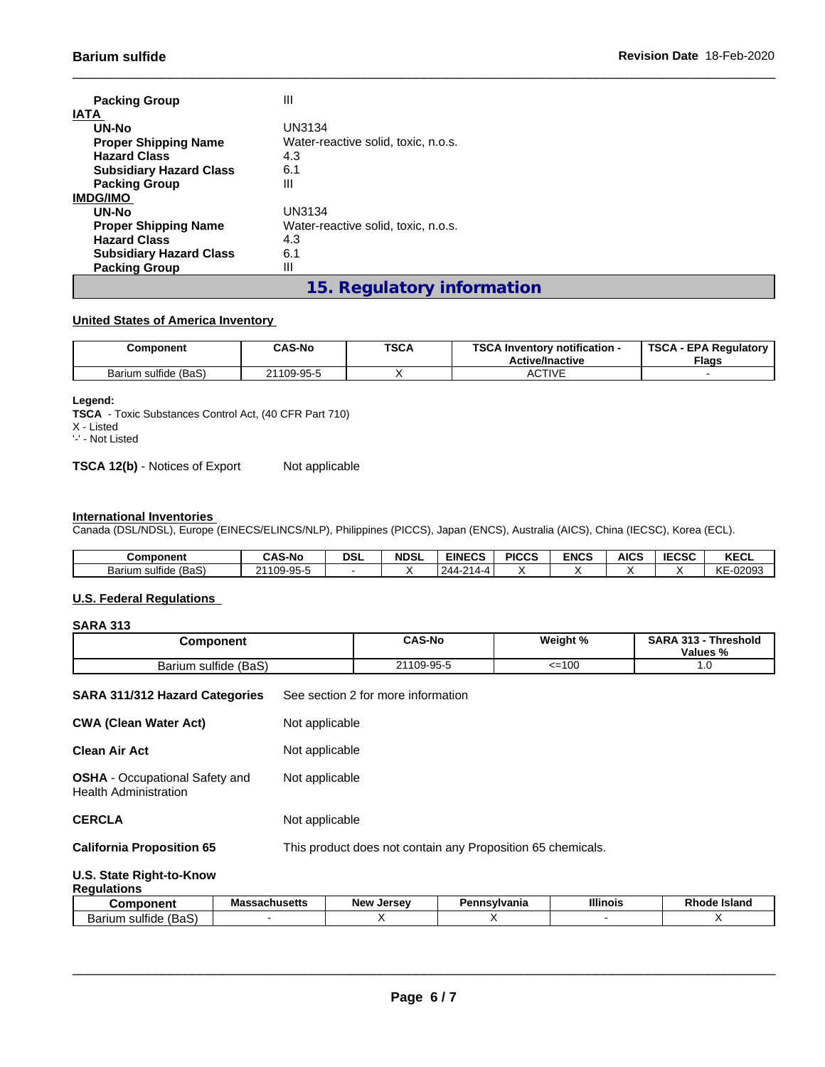| | |
|---|---|
| **Packing Group** | III |

**IATA**

| | |
|---|---|
| **UN-No** | UN3134 |
| **Proper Shipping Name** | Water-reactive solid, toxic, n.o.s. |
| **Hazard Class** | 4.3 |
| **Subsidiary Hazard Class** | 6.1 |
| **Packing Group** | III |

**IMDG/IMO**

| | |
|---|---|
| **UN-No** | UN3134 |
| **Proper Shipping Name** | Water-reactive solid, toxic, n.o.s. |
| **Hazard Class** | 4.3 |
| **Subsidiary Hazard Class** | 6.1 |
| **Packing Group** | III |

## 15. Regulatory information

**United States of America Inventory**

| Component | CAS-No | TSCA | TSCA Inventory notification - Active/Inactive | TSCA - EPA Regulatory Flags |
|---|---|---|---|---|
| Barium sulfide (BaS) | 21109-95-5 | X | ACTIVE | - |

**Legend:**
**TSCA** - Toxic Substances Control Act, (40 CFR Part 710)
X - Listed
'-' - Not Listed

**TSCA 12(b)** - Notices of Export Not applicable

**International Inventories**
Canada (DSL/NDSL), Europe (EINECS/ELINCS/NLP), Philippines (PICCS), Japan (ENCS), Australia (AICS), China (IECSC), Korea (ECL).

| Component | CAS-No | DSL | NDSL | EINECS | PICCS | ENCS | AICS | IECSC | KECL |
|---|---|---|---|---|---|---|---|---|---|
| Barium sulfide (BaS) | 21109-95-5 | - | X | 244-214-4 | X | X | X | X | KE-02093 |

**U.S. Federal Regulations**

**SARA 313**

| Component | CAS-No | Weight % | SARA 313 - Threshold Values % |
|---|---|---|---|
| Barium sulfide (BaS) | 21109-95-5 | <=100 | 1.0 |

| | |
|---|---|
| **SARA 311/312 Hazard Categories** | See section 2 for more information |
| **CWA (Clean Water Act)** | Not applicable |
| **Clean Air Act** | Not applicable |
| **OSHA** - Occupational Safety and Health Administration | Not applicable |
| **CERCLA** | Not applicable |
| **California Proposition 65** | This product does not contain any Proposition 65 chemicals. |

**U.S. State Right-to-Know Regulations**

| Component | Massachusetts | New Jersey | Pennsylvania | Illinois | Rhode Island |
|---|---|---|---|---|---|
| Barium sulfide (BaS) | - | X | X | - | X |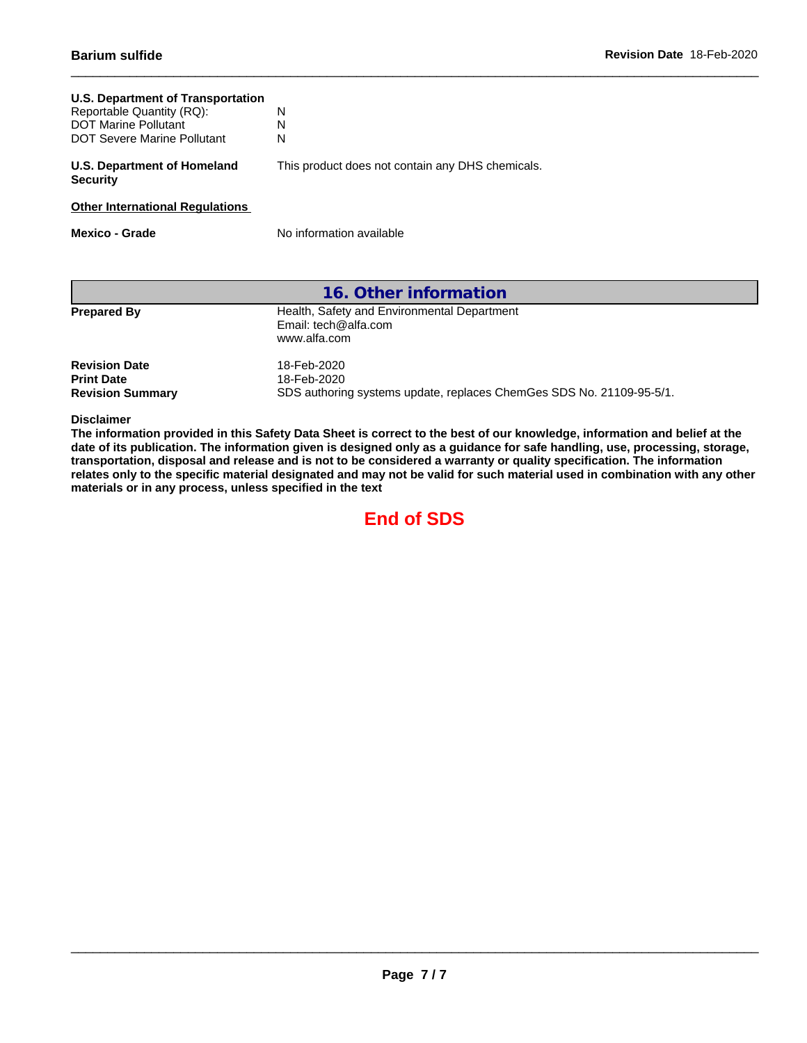**U.S. Department of Transportation**

| | |
|---|---|
| Reportable Quantity (RQ): | N |
| DOT Marine Pollutant | N |
| DOT Severe Marine Pollutant | N |

**U.S. Department of Homeland Security** — This product does not contain any DHS chemicals.

**Other International Regulations**

**Mexico - Grade** — No information available

## 16. Other information

**Prepared By** — Health, Safety and Environmental Department
Email: tech@alfa.com
www.alfa.com

**Revision Date** — 18-Feb-2020
**Print Date** — 18-Feb-2020
**Revision Summary** — SDS authoring systems update, replaces ChemGes SDS No. 21109-95-5/1.

**Disclaimer**

**The information provided in this Safety Data Sheet is correct to the best of our knowledge, information and belief at the date of its publication. The information given is designed only as a guidance for safe handling, use, processing, storage, transportation, disposal and release and is not to be considered a warranty or quality specification. The information relates only to the specific material designated and may not be valid for such material used in combination with any other materials or in any process, unless specified in the text**

**End of SDS**